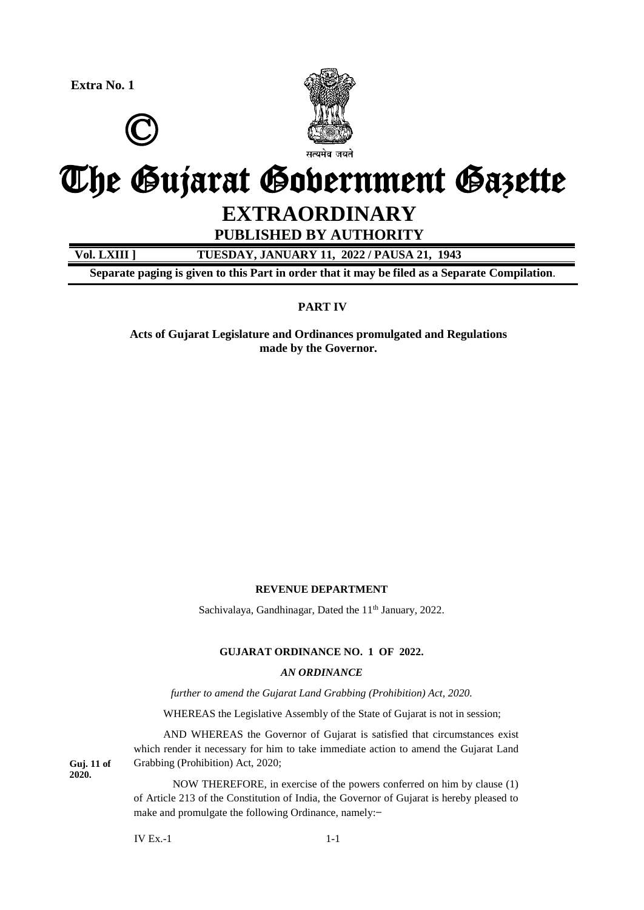**Extra No. 1**

©

सत्यमेव जयते

# The Gujarat Government Gazette

## EXTRAORDINARY

### PUBLISHED BY AUTHORITY

**Vol. LXIII ]　　　TUESDAY, JANUARY 11, 2022 / PAUSA 21, 1943**

**Separate paging is given to this Part in order that it may be filed as a Separate Compilation.**

**PART IV**

**Acts of Gujarat Legislature and Ordinances promulgated and Regulations made by the Governor.**

**REVENUE DEPARTMENT**

Sachivalaya, Gandhinagar, Dated the 11th January, 2022.

**GUJARAT ORDINANCE NO. 1 OF 2022.**

***AN ORDINANCE***

*further to amend the Gujarat Land Grabbing (Prohibition) Act, 2020.*

WHEREAS the Legislative Assembly of the State of Gujarat is not in session;

AND WHEREAS the Governor of Gujarat is satisfied that circumstances exist which render it necessary for him to take immediate action to amend the Gujarat Land Grabbing (Prohibition) Act, 2020;

**Guj. 11 of 2020.**

NOW THEREFORE, in exercise of the powers conferred on him by clause (1) of Article 213 of the Constitution of India, the Governor of Gujarat is hereby pleased to make and promulgate the following Ordinance, namely:–

IV Ex.-1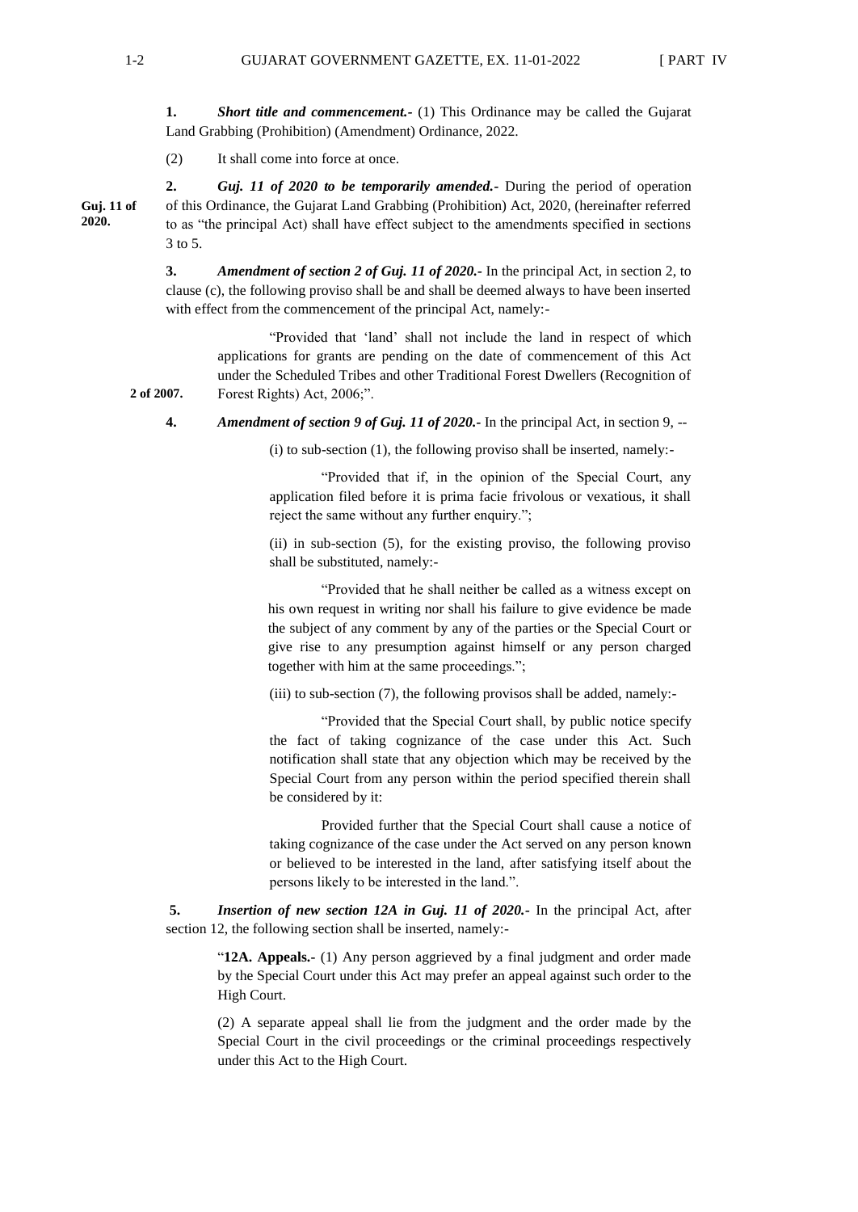**1.** ***Short title and commencement.-*** (1) This Ordinance may be called the Gujarat Land Grabbing (Prohibition) (Amendment) Ordinance, 2022.

(2) It shall come into force at once.

**2.** ***Guj. 11 of 2020 to be temporarily amended.-*** During the period of operation of this Ordinance, the Gujarat Land Grabbing (Prohibition) Act, 2020, (hereinafter referred to as "the principal Act) shall have effect subject to the amendments specified in sections 3 to 5.

**Guj. 11 of 2020.**

**3.** ***Amendment of section 2 of Guj. 11 of 2020.-*** In the principal Act, in section 2, to clause (c), the following proviso shall be and shall be deemed always to have been inserted with effect from the commencement of the principal Act, namely:-

"Provided that 'land' shall not include the land in respect of which applications for grants are pending on the date of commencement of this Act under the Scheduled Tribes and other Traditional Forest Dwellers (Recognition of Forest Rights) Act, 2006;".

**2 of 2007.**

**4.** ***Amendment of section 9 of Guj. 11 of 2020.-*** In the principal Act, in section 9, --

(i) to sub-section (1), the following proviso shall be inserted, namely:-

"Provided that if, in the opinion of the Special Court, any application filed before it is prima facie frivolous or vexatious, it shall reject the same without any further enquiry.";

(ii) in sub-section (5), for the existing proviso, the following proviso shall be substituted, namely:-

"Provided that he shall neither be called as a witness except on his own request in writing nor shall his failure to give evidence be made the subject of any comment by any of the parties or the Special Court or give rise to any presumption against himself or any person charged together with him at the same proceedings.";

(iii) to sub-section (7), the following provisos shall be added, namely:-

"Provided that the Special Court shall, by public notice specify the fact of taking cognizance of the case under this Act. Such notification shall state that any objection which may be received by the Special Court from any person within the period specified therein shall be considered by it:

Provided further that the Special Court shall cause a notice of taking cognizance of the case under the Act served on any person known or believed to be interested in the land, after satisfying itself about the persons likely to be interested in the land.".

**5.** ***Insertion of new section 12A in Guj. 11 of 2020.-*** In the principal Act, after section 12, the following section shall be inserted, namely:-

"**12A. Appeals.-** (1) Any person aggrieved by a final judgment and order made by the Special Court under this Act may prefer an appeal against such order to the High Court.

(2) A separate appeal shall lie from the judgment and the order made by the Special Court in the civil proceedings or the criminal proceedings respectively under this Act to the High Court.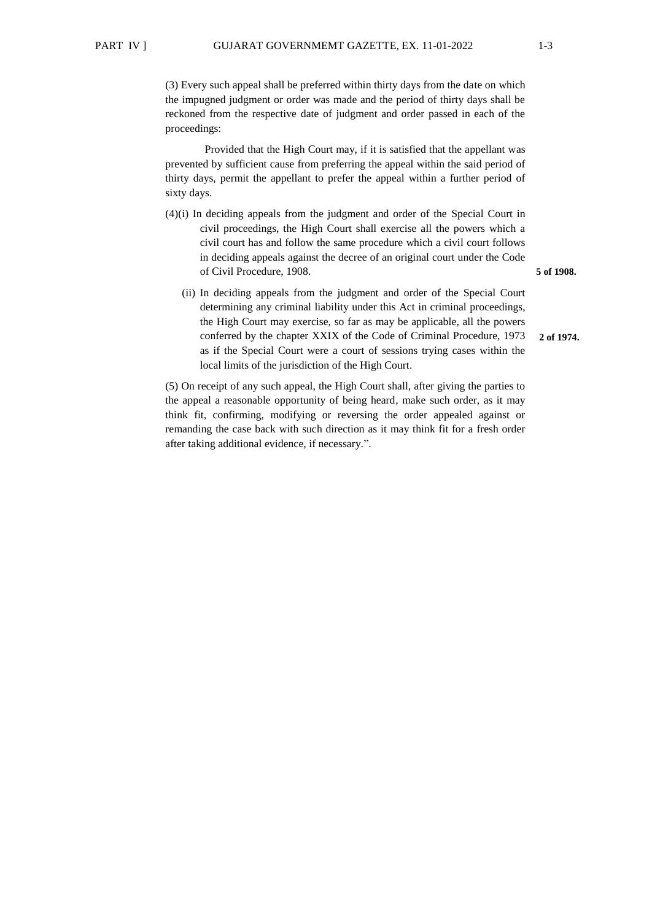(3) Every such appeal shall be preferred within thirty days from the date on which the impugned judgment or order was made and the period of thirty days shall be reckoned from the respective date of judgment and order passed in each of the proceedings:

Provided that the High Court may, if it is satisfied that the appellant was prevented by sufficient cause from preferring the appeal within the said period of thirty days, permit the appellant to prefer the appeal within a further period of sixty days.

(4)(i) In deciding appeals from the judgment and order of the Special Court in civil proceedings, the High Court shall exercise all the powers which a civil court has and follow the same procedure which a civil court follows in deciding appeals against the decree of an original court under the Code of Civil Procedure, 1908. **5 of 1908.**

(ii) In deciding appeals from the judgment and order of the Special Court determining any criminal liability under this Act in criminal proceedings, the High Court may exercise, so far as may be applicable, all the powers conferred by the chapter XXIX of the Code of Criminal Procedure, 1973 as if the Special Court were a court of sessions trying cases within the local limits of the jurisdiction of the High Court. **2 of 1974.**

(5) On receipt of any such appeal, the High Court shall, after giving the parties to the appeal a reasonable opportunity of being heard, make such order, as it may think fit, confirming, modifying or reversing the order appealed against or remanding the case back with such direction as it may think fit for a fresh order after taking additional evidence, if necessary.".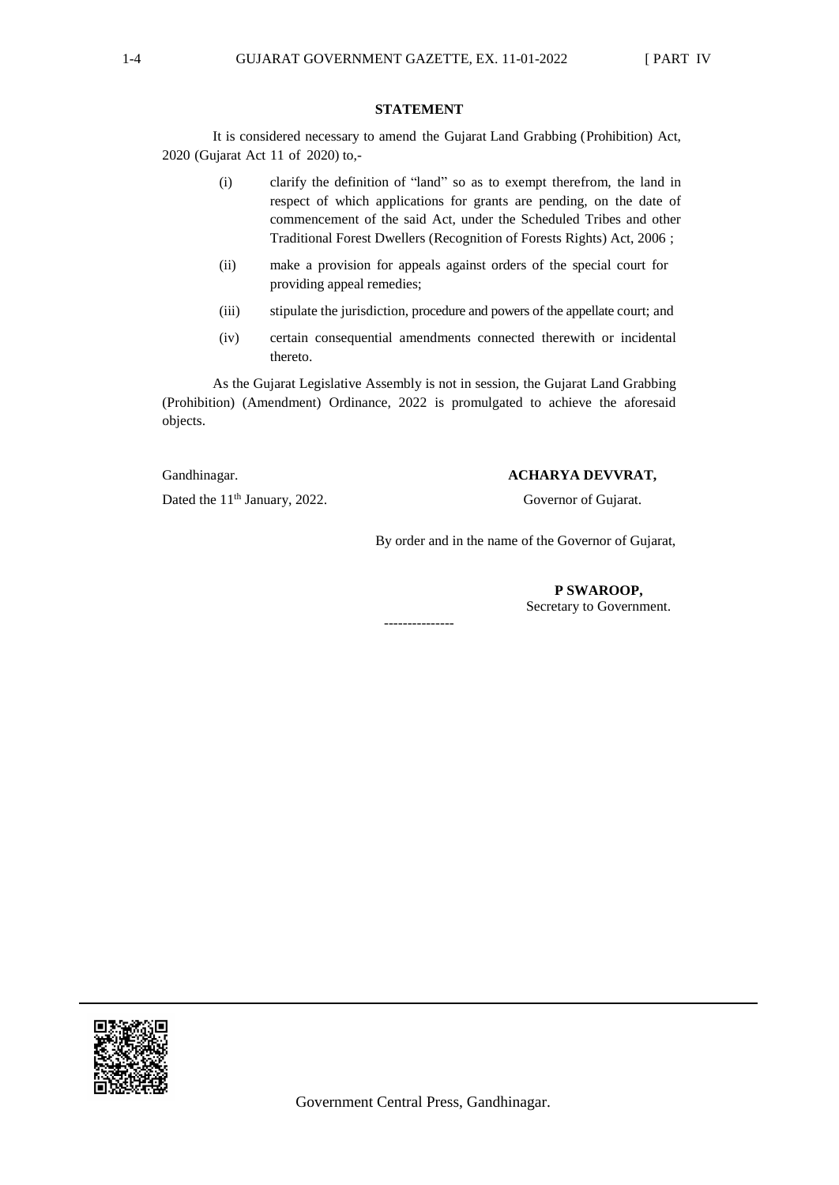## STATEMENT

It is considered necessary to amend the Gujarat Land Grabbing (Prohibition) Act, 2020 (Gujarat Act 11 of 2020) to,-

(i) clarify the definition of "land" so as to exempt therefrom, the land in respect of which applications for grants are pending, on the date of commencement of the said Act, under the Scheduled Tribes and other Traditional Forest Dwellers (Recognition of Forests Rights) Act, 2006 ;

(ii) make a provision for appeals against orders of the special court for providing appeal remedies;

(iii) stipulate the jurisdiction, procedure and powers of the appellate court; and

(iv) certain consequential amendments connected therewith or incidental thereto.

As the Gujarat Legislative Assembly is not in session, the Gujarat Land Grabbing (Prohibition) (Amendment) Ordinance, 2022 is promulgated to achieve the aforesaid objects.

Gandhinagar.

Dated the 11th January, 2022.

**ACHARYA DEVVRAT,**
Governor of Gujarat.

By order and in the name of the Governor of Gujarat,

**P SWAROOP,**
Secretary to Government.

---------------

Government Central Press, Gandhinagar.